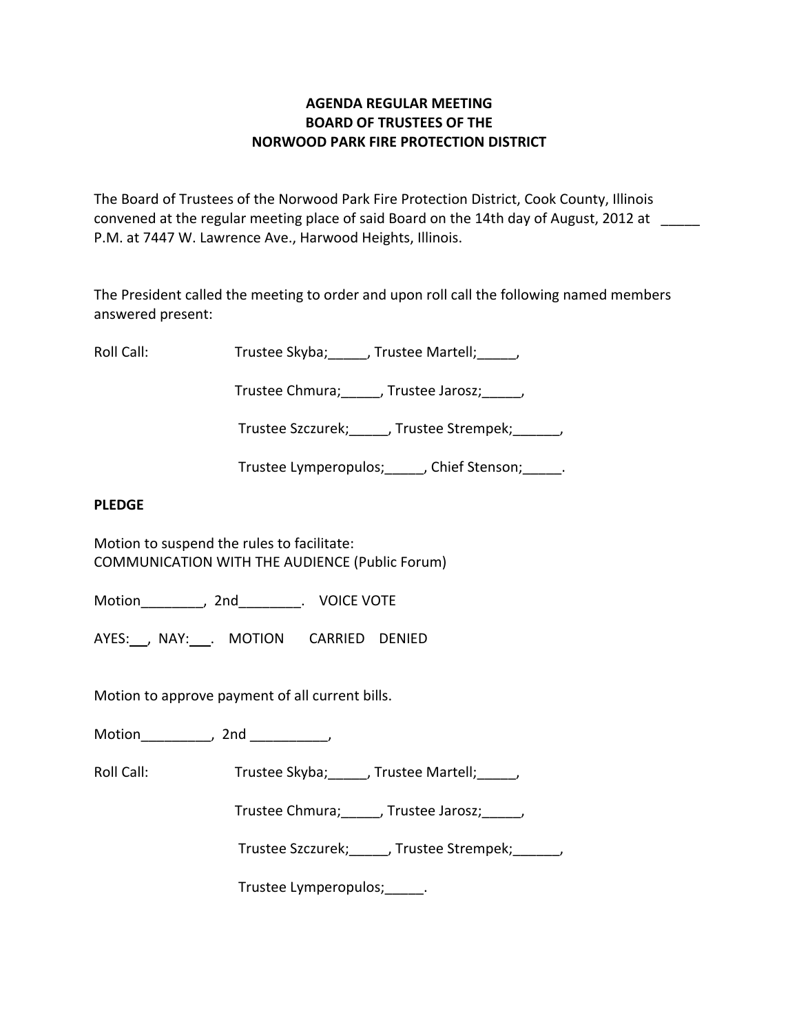**AGENDA REGULAR MEETING**
**BOARD OF TRUSTEES OF THE**
**NORWOOD PARK FIRE PROTECTION DISTRICT**

The Board of Trustees of the Norwood Park Fire Protection District, Cook County, Illinois convened at the regular meeting place of said Board on the 14th day of August, 2012 at _____ P.M. at 7447 W. Lawrence Ave., Harwood Heights, Illinois.

The President called the meeting to order and upon roll call the following named members answered present:

Roll Call: Trustee Skyba;_____, Trustee Martell;_____,

Trustee Chmura;_____, Trustee Jarosz;_____,

Trustee Szczurek;_____, Trustee Strempek;______,

Trustee Lymperopulos;_____, Chief Stenson;_____.

**PLEDGE**

Motion to suspend the rules to facilitate:
COMMUNICATION WITH THE AUDIENCE (Public Forum)

Motion________, 2nd________. VOICE VOTE

AYES:___, NAY:___. MOTION CARRIED DENIED

Motion to approve payment of all current bills.

Motion_________, 2nd __________,

Roll Call: Trustee Skyba;_____, Trustee Martell;_____,

Trustee Chmura;_____, Trustee Jarosz;_____,

Trustee Szczurek;_____, Trustee Strempek;______,

Trustee Lymperopulos;_____.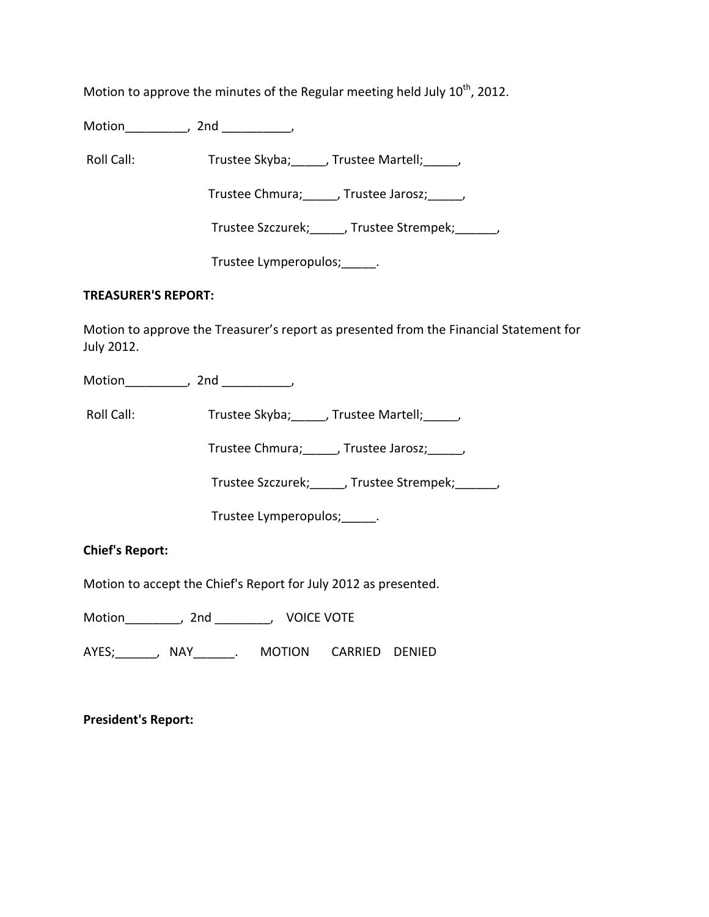Motion to approve the minutes of the Regular meeting held July 10th, 2012.

Motion_________, 2nd __________,

Roll Call: Trustee Skyba;_____, Trustee Martell;_____,

Trustee Chmura;_____, Trustee Jarosz;_____,

Trustee Szczurek;_____, Trustee Strempek;______,

Trustee Lymperopulos;_____.

**TREASURER'S REPORT:**

Motion to approve the Treasurer's report as presented from the Financial Statement for July 2012.

Motion_________, 2nd __________,

Roll Call: Trustee Skyba;_____, Trustee Martell;_____,

Trustee Chmura;_____, Trustee Jarosz;_____,

Trustee Szczurek;_____, Trustee Strempek;______,

Trustee Lymperopulos;_____.

**Chief's Report:**

Motion to accept the Chief's Report for July 2012 as presented.

Motion________, 2nd ________, VOICE VOTE

AYES;______, NAY______. MOTION CARRIED DENIED

**President's Report:**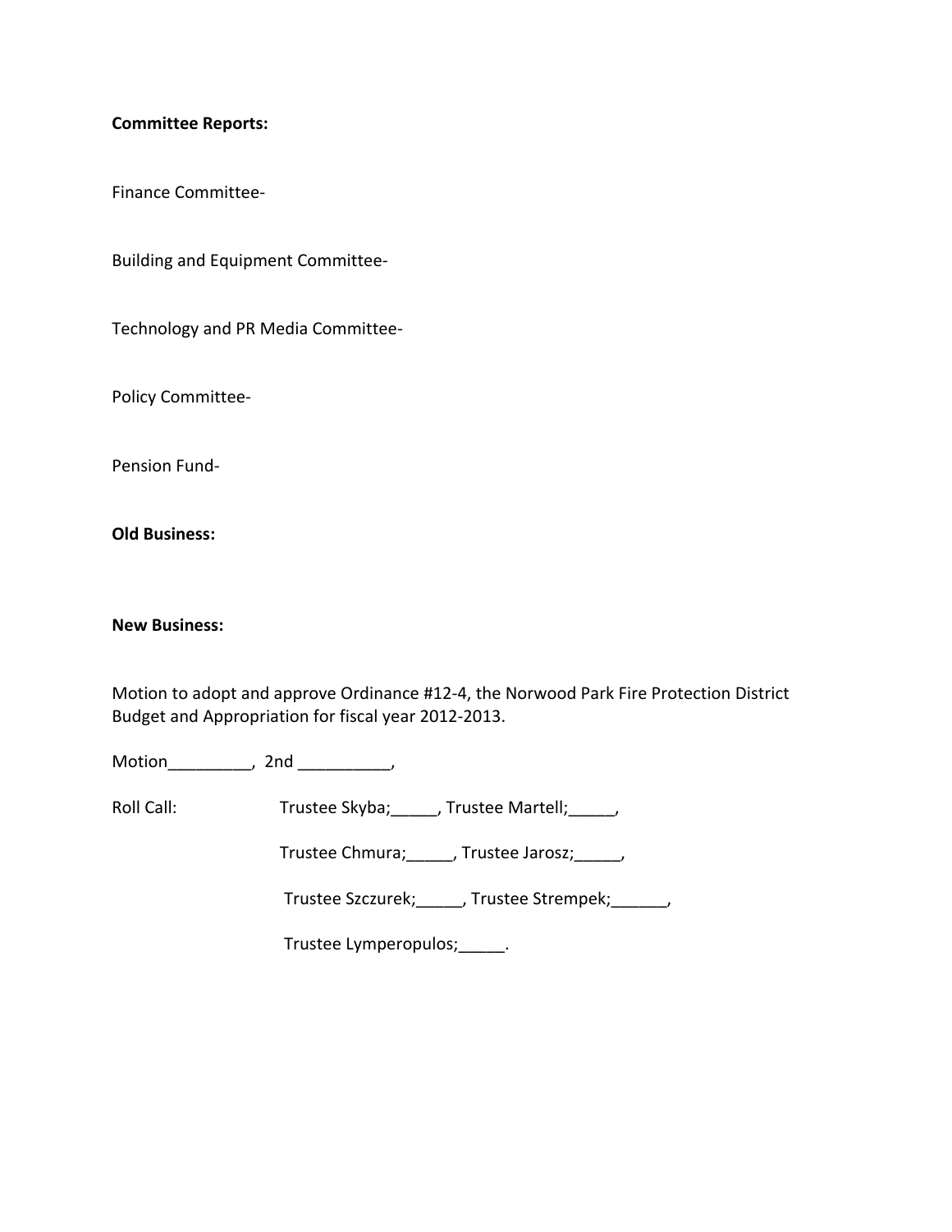**Committee Reports:**

Finance Committee-

Building and Equipment Committee-

Technology and PR Media Committee-

Policy Committee-

Pension Fund-

**Old Business:**

**New Business:**

Motion to adopt and approve Ordinance #12-4, the Norwood Park Fire Protection District Budget and Appropriation for fiscal year 2012-2013.

Motion_________, 2nd __________,

Roll Call: Trustee Skyba;_____, Trustee Martell;_____,

Trustee Chmura;_____, Trustee Jarosz;_____,

Trustee Szczurek;_____, Trustee Strempek;______,

Trustee Lymperopulos;_____.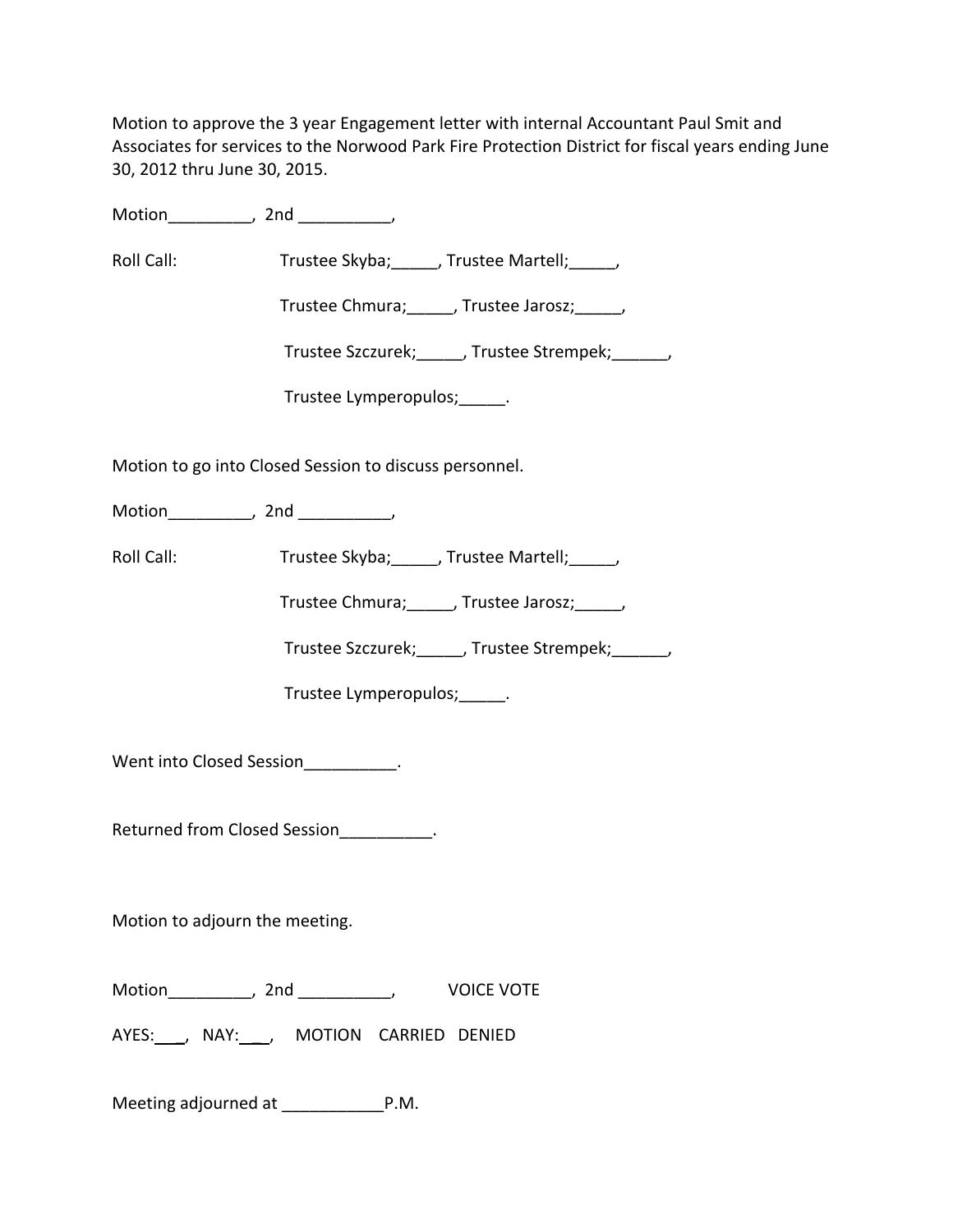Motion to approve the 3 year Engagement letter with internal Accountant Paul Smit and Associates for services to the Norwood Park Fire Protection District for fiscal years ending June 30, 2012 thru June 30, 2015.

Motion_________, 2nd __________,

Roll Call: Trustee Skyba;_____, Trustee Martell;_____,

Trustee Chmura;_____, Trustee Jarosz;_____,

Trustee Szczurek;_____, Trustee Strempek;______,

Trustee Lymperopulos;_____.

Motion to go into Closed Session to discuss personnel.

Motion_________, 2nd __________,

Roll Call: Trustee Skyba;_____, Trustee Martell;_____,

Trustee Chmura;_____, Trustee Jarosz;_____,

Trustee Szczurek;_____, Trustee Strempek;______,

Trustee Lymperopulos;_____.

Went into Closed Session__________.

Returned from Closed Session__________.

Motion to adjourn the meeting.

Motion_________, 2nd __________, VOICE VOTE

AYES:___, NAY:___, MOTION CARRIED DENIED

Meeting adjourned at ___________P.M.